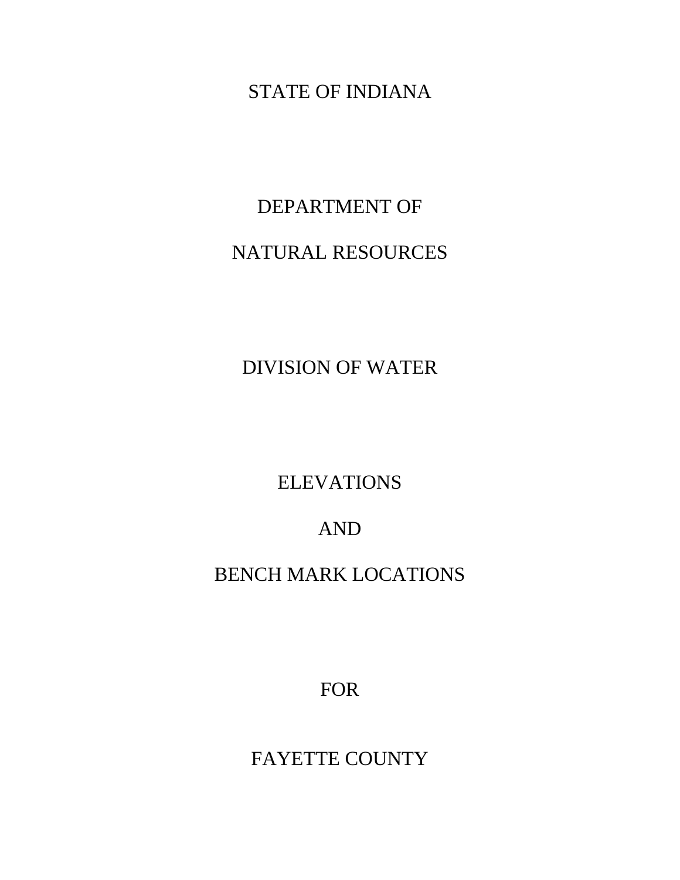# STATE OF INDIANA

## DEPARTMENT OF

## NATURAL RESOURCES

## DIVISION OF WATER

## ELEVATIONS

## AND

## BENCH MARK LOCATIONS

## FOR

## FAYETTE COUNTY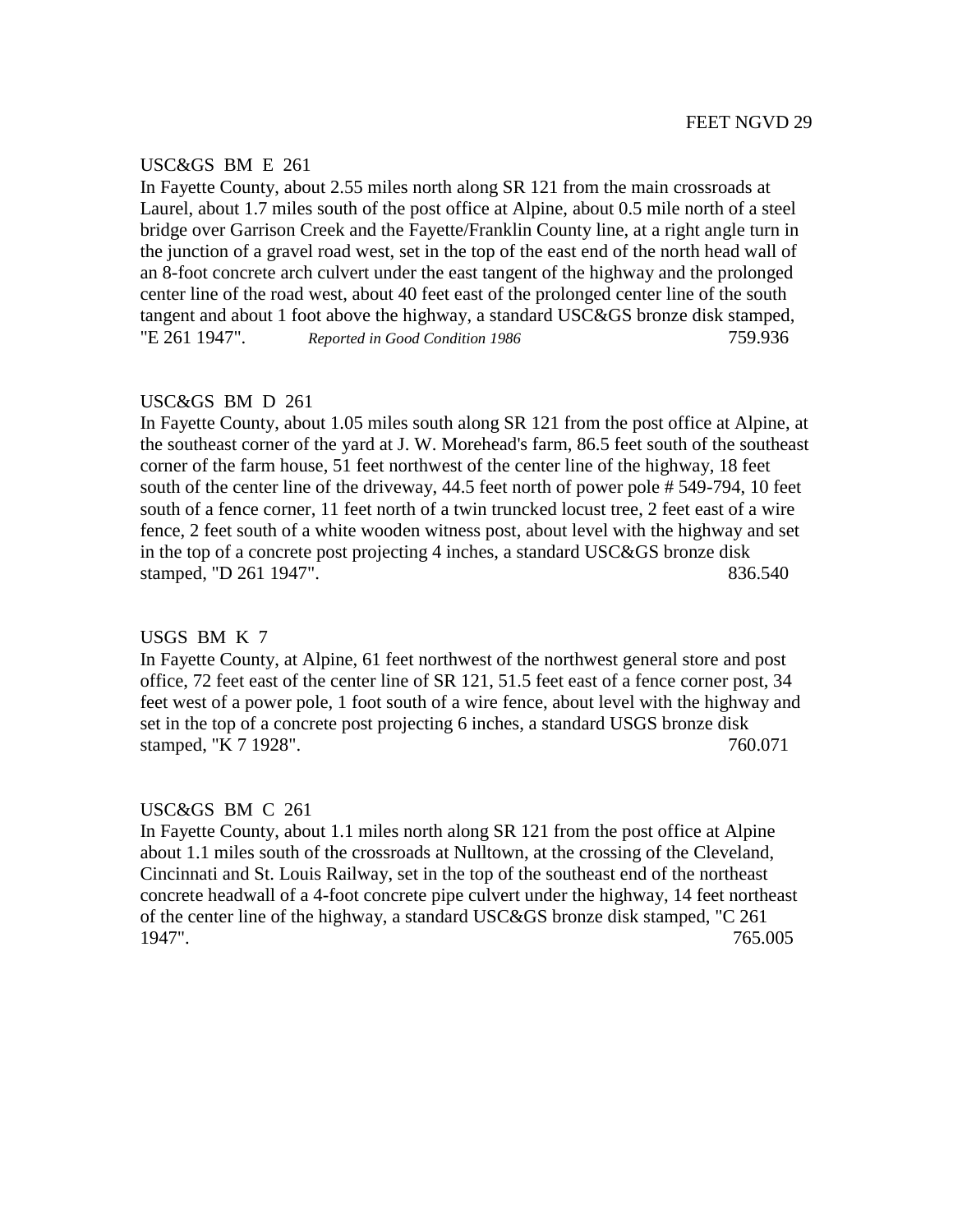FEET NGVD 29

USC&GS BM E 261

In Fayette County, about 2.55 miles north along SR 121 from the main crossroads at Laurel, about 1.7 miles south of the post office at Alpine, about 0.5 mile north of a steel bridge over Garrison Creek and the Fayette/Franklin County line, at a right angle turn in the junction of a gravel road west, set in the top of the east end of the north head wall of an 8-foot concrete arch culvert under the east tangent of the highway and the prolonged center line of the road west, about 40 feet east of the prolonged center line of the south tangent and about 1 foot above the highway, a standard USC&GS bronze disk stamped, "E 261 1947". *Reported in Good Condition 1986* 759.936

USC&GS BM D 261

In Fayette County, about 1.05 miles south along SR 121 from the post office at Alpine, at the southeast corner of the yard at J. W. Morehead's farm, 86.5 feet south of the southeast corner of the farm house, 51 feet northwest of the center line of the highway, 18 feet south of the center line of the driveway, 44.5 feet north of power pole # 549-794, 10 feet south of a fence corner, 11 feet north of a twin truncked locust tree, 2 feet east of a wire fence, 2 feet south of a white wooden witness post, about level with the highway and set in the top of a concrete post projecting 4 inches, a standard USC&GS bronze disk stamped, "D 261 1947". 836.540

USGS BM K 7

In Fayette County, at Alpine, 61 feet northwest of the northwest general store and post office, 72 feet east of the center line of SR 121, 51.5 feet east of a fence corner post, 34 feet west of a power pole, 1 foot south of a wire fence, about level with the highway and set in the top of a concrete post projecting 6 inches, a standard USGS bronze disk stamped, "K 7 1928". 760.071

USC&GS BM C 261

In Fayette County, about 1.1 miles north along SR 121 from the post office at Alpine about 1.1 miles south of the crossroads at Nulltown, at the crossing of the Cleveland, Cincinnati and St. Louis Railway, set in the top of the southeast end of the northeast concrete headwall of a 4-foot concrete pipe culvert under the highway, 14 feet northeast of the center line of the highway, a standard USC&GS bronze disk stamped, "C 261 1947". 765.005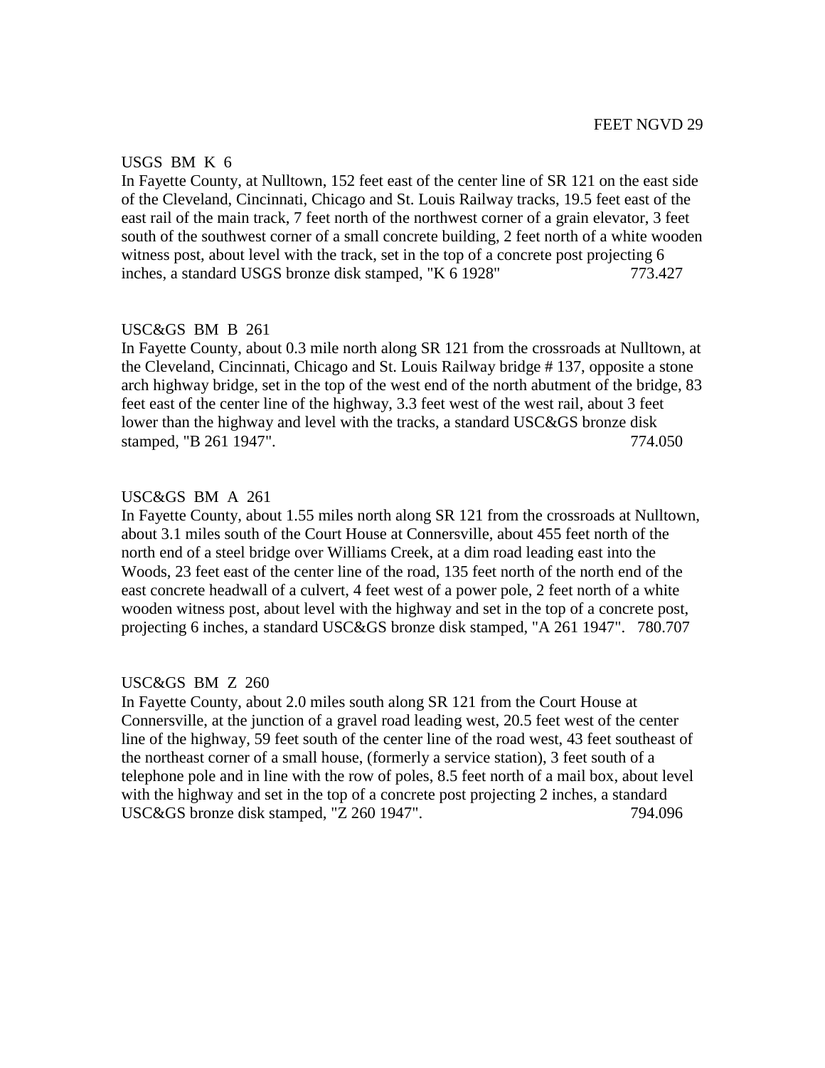FEET NGVD 29

USGS BM K 6

In Fayette County, at Nulltown, 152 feet east of the center line of SR 121 on the east side of the Cleveland, Cincinnati, Chicago and St. Louis Railway tracks, 19.5 feet east of the east rail of the main track, 7 feet north of the northwest corner of a grain elevator, 3 feet south of the southwest corner of a small concrete building, 2 feet north of a white wooden witness post, about level with the track, set in the top of a concrete post projecting 6 inches, a standard USGS bronze disk stamped, "K 6 1928" 773.427

USC&GS BM B 261

In Fayette County, about 0.3 mile north along SR 121 from the crossroads at Nulltown, at the Cleveland, Cincinnati, Chicago and St. Louis Railway bridge # 137, opposite a stone arch highway bridge, set in the top of the west end of the north abutment of the bridge, 83 feet east of the center line of the highway, 3.3 feet west of the west rail, about 3 feet lower than the highway and level with the tracks, a standard USC&GS bronze disk stamped, "B 261 1947". 774.050

USC&GS BM A 261

In Fayette County, about 1.55 miles north along SR 121 from the crossroads at Nulltown, about 3.1 miles south of the Court House at Connersville, about 455 feet north of the north end of a steel bridge over Williams Creek, at a dim road leading east into the Woods, 23 feet east of the center line of the road, 135 feet north of the north end of the east concrete headwall of a culvert, 4 feet west of a power pole, 2 feet north of a white wooden witness post, about level with the highway and set in the top of a concrete post, projecting 6 inches, a standard USC&GS bronze disk stamped, "A 261 1947". 780.707

USC&GS BM Z 260

In Fayette County, about 2.0 miles south along SR 121 from the Court House at Connersville, at the junction of a gravel road leading west, 20.5 feet west of the center line of the highway, 59 feet south of the center line of the road west, 43 feet southeast of the northeast corner of a small house, (formerly a service station), 3 feet south of a telephone pole and in line with the row of poles, 8.5 feet north of a mail box, about level with the highway and set in the top of a concrete post projecting 2 inches, a standard USC&GS bronze disk stamped, "Z 260 1947". 794.096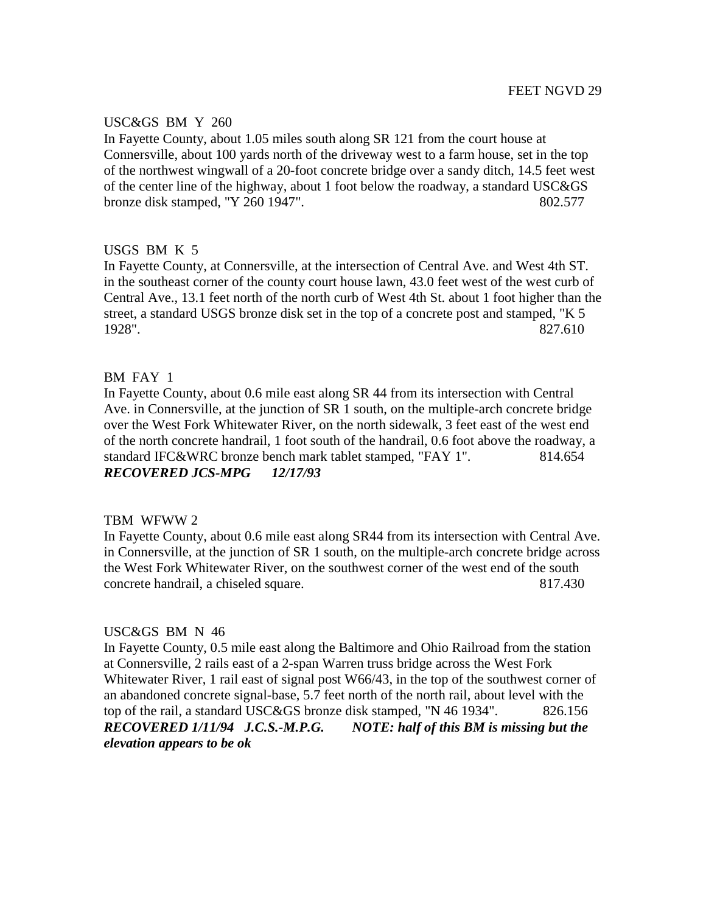FEET NGVD 29

USC&GS BM Y 260

In Fayette County, about 1.05 miles south along SR 121 from the court house at Connersville, about 100 yards north of the driveway west to a farm house, set in the top of the northwest wingwall of a 20-foot concrete bridge over a sandy ditch, 14.5 feet west of the center line of the highway, about 1 foot below the roadway, a standard USC&GS bronze disk stamped, "Y 260 1947". 802.577

USGS BM K 5

In Fayette County, at Connersville, at the intersection of Central Ave. and West 4th ST. in the southeast corner of the county court house lawn, 43.0 feet west of the west curb of Central Ave., 13.1 feet north of the north curb of West 4th St. about 1 foot higher than the street, a standard USGS bronze disk set in the top of a concrete post and stamped, "K 5 1928". 827.610

BM FAY 1

In Fayette County, about 0.6 mile east along SR 44 from its intersection with Central Ave. in Connersville, at the junction of SR 1 south, on the multiple-arch concrete bridge over the West Fork Whitewater River, on the north sidewalk, 3 feet east of the west end of the north concrete handrail, 1 foot south of the handrail, 0.6 foot above the roadway, a standard IFC&WRC bronze bench mark tablet stamped, "FAY 1". 814.654

***RECOVERED JCS-MPG 12/17/93***

TBM WFWW 2

In Fayette County, about 0.6 mile east along SR44 from its intersection with Central Ave. in Connersville, at the junction of SR 1 south, on the multiple-arch concrete bridge across the West Fork Whitewater River, on the southwest corner of the west end of the south concrete handrail, a chiseled square. 817.430

USC&GS BM N 46

In Fayette County, 0.5 mile east along the Baltimore and Ohio Railroad from the station at Connersville, 2 rails east of a 2-span Warren truss bridge across the West Fork Whitewater River, 1 rail east of signal post W66/43, in the top of the southwest corner of an abandoned concrete signal-base, 5.7 feet north of the north rail, about level with the top of the rail, a standard USC&GS bronze disk stamped, "N 46 1934". 826.156

***RECOVERED 1/11/94 J.C.S.-M.P.G. NOTE: half of this BM is missing but the elevation appears to be ok***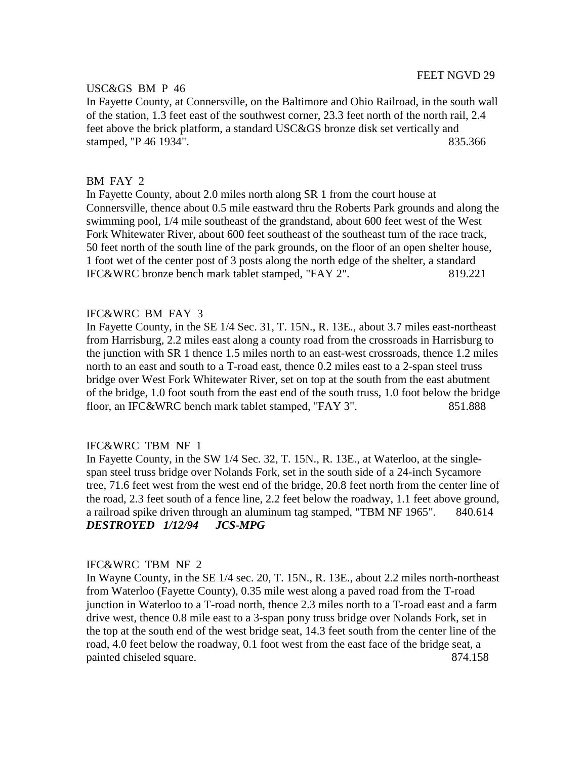FEET NGVD 29

USC&GS BM P 46

In Fayette County, at Connersville, on the Baltimore and Ohio Railroad, in the south wall of the station, 1.3 feet east of the southwest corner, 23.3 feet north of the north rail, 2.4 feet above the brick platform, a standard USC&GS bronze disk set vertically and stamped, "P 46 1934". 835.366

BM FAY 2

In Fayette County, about 2.0 miles north along SR 1 from the court house at Connersville, thence about 0.5 mile eastward thru the Roberts Park grounds and along the swimming pool, 1/4 mile southeast of the grandstand, about 600 feet west of the West Fork Whitewater River, about 600 feet southeast of the southeast turn of the race track, 50 feet north of the south line of the park grounds, on the floor of an open shelter house, 1 foot wet of the center post of 3 posts along the north edge of the shelter, a standard IFC&WRC bronze bench mark tablet stamped, "FAY 2". 819.221

IFC&WRC BM FAY 3

In Fayette County, in the SE 1/4 Sec. 31, T. 15N., R. 13E., about 3.7 miles east-northeast from Harrisburg, 2.2 miles east along a county road from the crossroads in Harrisburg to the junction with SR 1 thence 1.5 miles north to an east-west crossroads, thence 1.2 miles north to an east and south to a T-road east, thence 0.2 miles east to a 2-span steel truss bridge over West Fork Whitewater River, set on top at the south from the east abutment of the bridge, 1.0 foot south from the east end of the south truss, 1.0 foot below the bridge floor, an IFC&WRC bench mark tablet stamped, "FAY 3". 851.888

IFC&WRC TBM NF 1

In Fayette County, in the SW 1/4 Sec. 32, T. 15N., R. 13E., at Waterloo, at the single-span steel truss bridge over Nolands Fork, set in the south side of a 24-inch Sycamore tree, 71.6 feet west from the west end of the bridge, 20.8 feet north from the center line of the road, 2.3 feet south of a fence line, 2.2 feet below the roadway, 1.1 feet above ground, a railroad spike driven through an aluminum tag stamped, "TBM NF 1965". 840.614

***DESTROYED 1/12/94 JCS-MPG***

IFC&WRC TBM NF 2

In Wayne County, in the SE 1/4 sec. 20, T. 15N., R. 13E., about 2.2 miles north-northeast from Waterloo (Fayette County), 0.35 mile west along a paved road from the T-road junction in Waterloo to a T-road north, thence 2.3 miles north to a T-road east and a farm drive west, thence 0.8 mile east to a 3-span pony truss bridge over Nolands Fork, set in the top at the south end of the west bridge seat, 14.3 feet south from the center line of the road, 4.0 feet below the roadway, 0.1 foot west from the east face of the bridge seat, a painted chiseled square. 874.158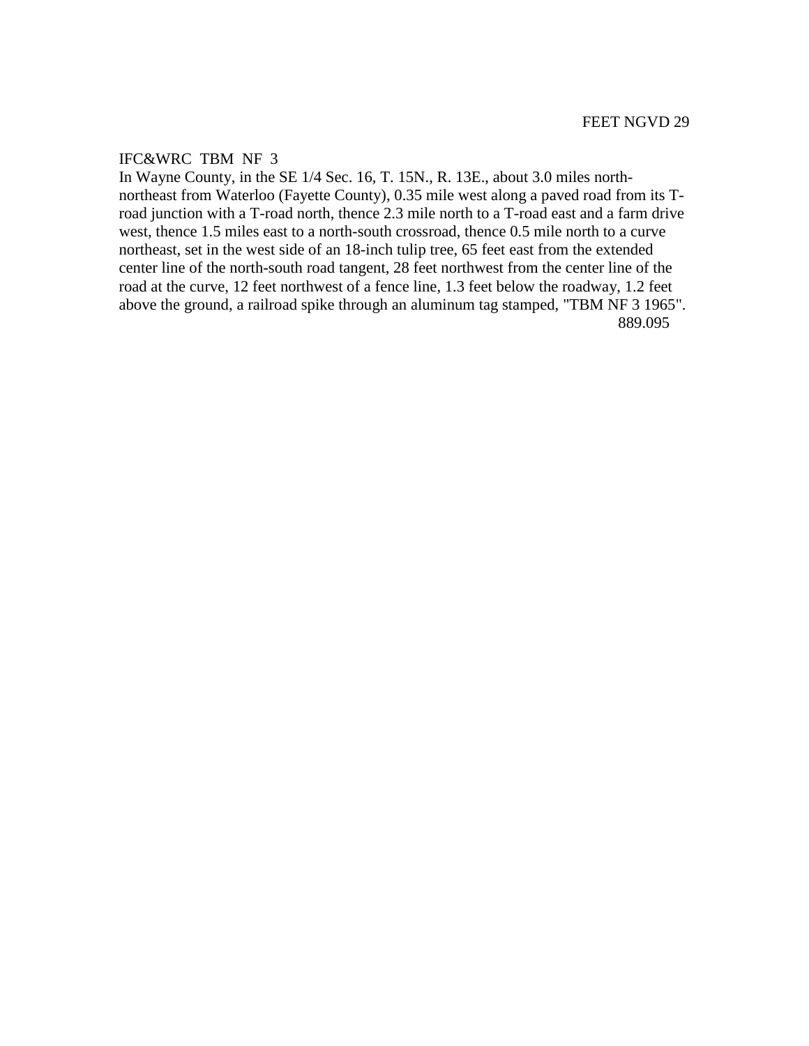FEET NGVD 29

IFC&WRC TBM NF 3

In Wayne County, in the SE 1/4 Sec. 16, T. 15N., R. 13E., about 3.0 miles north-northeast from Waterloo (Fayette County), 0.35 mile west along a paved road from its T-road junction with a T-road north, thence 2.3 mile north to a T-road east and a farm drive west, thence 1.5 miles east to a north-south crossroad, thence 0.5 mile north to a curve northeast, set in the west side of an 18-inch tulip tree, 65 feet east from the extended center line of the north-south road tangent, 28 feet northwest from the center line of the road at the curve, 12 feet northwest of a fence line, 1.3 feet below the roadway, 1.2 feet above the ground, a railroad spike through an aluminum tag stamped, "TBM NF 3 1965".

889.095